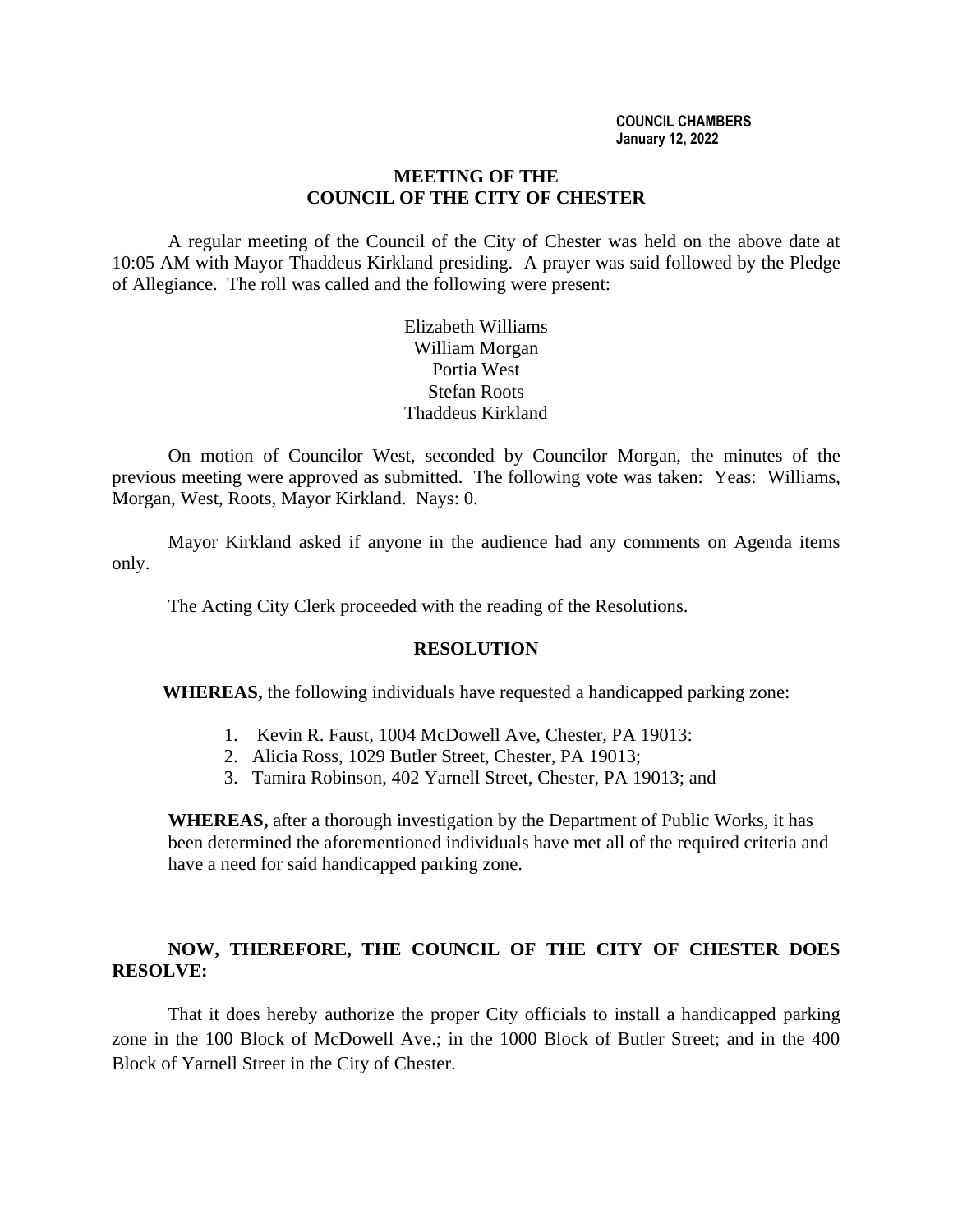**COUNCIL CHAMBERS**
**January 12, 2022**

## MEETING OF THE COUNCIL OF THE CITY OF CHESTER

A regular meeting of the Council of the City of Chester was held on the above date at 10:05 AM with Mayor Thaddeus Kirkland presiding. A prayer was said followed by the Pledge of Allegiance. The roll was called and the following were present:

Elizabeth Williams
William Morgan
Portia West
Stefan Roots
Thaddeus Kirkland

On motion of Councilor West, seconded by Councilor Morgan, the minutes of the previous meeting were approved as submitted. The following vote was taken: Yeas: Williams, Morgan, West, Roots, Mayor Kirkland. Nays: 0.

Mayor Kirkland asked if anyone in the audience had any comments on Agenda items only.

The Acting City Clerk proceeded with the reading of the Resolutions.

### RESOLUTION

**WHEREAS,** the following individuals have requested a handicapped parking zone:

1. Kevin R. Faust, 1004 McDowell Ave, Chester, PA 19013:
2. Alicia Ross, 1029 Butler Street, Chester, PA 19013;
3. Tamira Robinson, 402 Yarnell Street, Chester, PA 19013; and

**WHEREAS,** after a thorough investigation by the Department of Public Works, it has been determined the aforementioned individuals have met all of the required criteria and have a need for said handicapped parking zone.

**NOW, THEREFORE, THE COUNCIL OF THE CITY OF CHESTER DOES RESOLVE:**

That it does hereby authorize the proper City officials to install a handicapped parking zone in the 100 Block of McDowell Ave.; in the 1000 Block of Butler Street; and in the 400 Block of Yarnell Street in the City of Chester.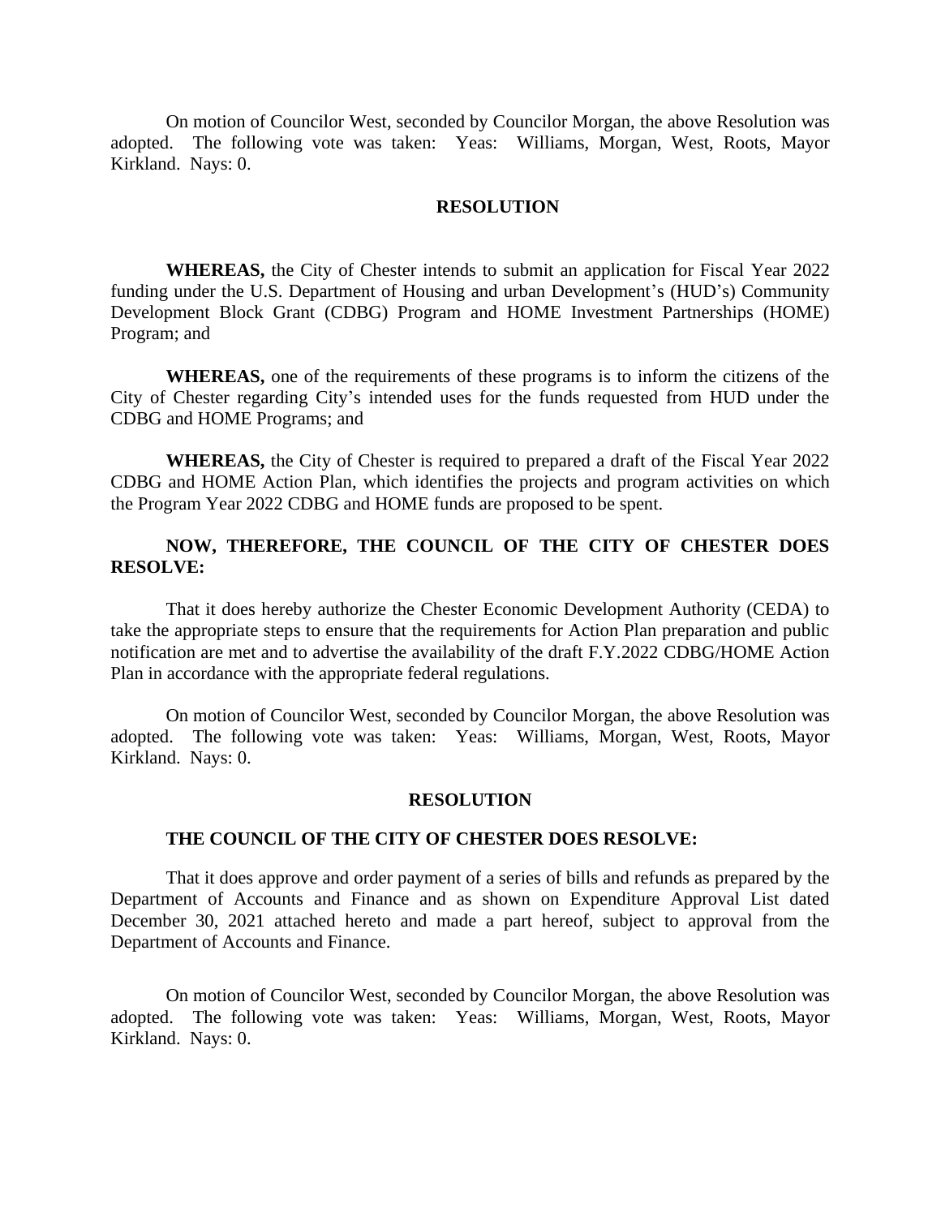On motion of Councilor West, seconded by Councilor Morgan, the above Resolution was adopted. The following vote was taken: Yeas: Williams, Morgan, West, Roots, Mayor Kirkland. Nays: 0.

## RESOLUTION

**WHEREAS,** the City of Chester intends to submit an application for Fiscal Year 2022 funding under the U.S. Department of Housing and urban Development's (HUD's) Community Development Block Grant (CDBG) Program and HOME Investment Partnerships (HOME) Program; and

**WHEREAS,** one of the requirements of these programs is to inform the citizens of the City of Chester regarding City's intended uses for the funds requested from HUD under the CDBG and HOME Programs; and

**WHEREAS,** the City of Chester is required to prepared a draft of the Fiscal Year 2022 CDBG and HOME Action Plan, which identifies the projects and program activities on which the Program Year 2022 CDBG and HOME funds are proposed to be spent.

**NOW, THEREFORE, THE COUNCIL OF THE CITY OF CHESTER DOES RESOLVE:**

That it does hereby authorize the Chester Economic Development Authority (CEDA) to take the appropriate steps to ensure that the requirements for Action Plan preparation and public notification are met and to advertise the availability of the draft F.Y.2022 CDBG/HOME Action Plan in accordance with the appropriate federal regulations.

On motion of Councilor West, seconded by Councilor Morgan, the above Resolution was adopted. The following vote was taken: Yeas: Williams, Morgan, West, Roots, Mayor Kirkland. Nays: 0.

## RESOLUTION

**THE COUNCIL OF THE CITY OF CHESTER DOES RESOLVE:**

That it does approve and order payment of a series of bills and refunds as prepared by the Department of Accounts and Finance and as shown on Expenditure Approval List dated December 30, 2021 attached hereto and made a part hereof, subject to approval from the Department of Accounts and Finance.

On motion of Councilor West, seconded by Councilor Morgan, the above Resolution was adopted. The following vote was taken: Yeas: Williams, Morgan, West, Roots, Mayor Kirkland. Nays: 0.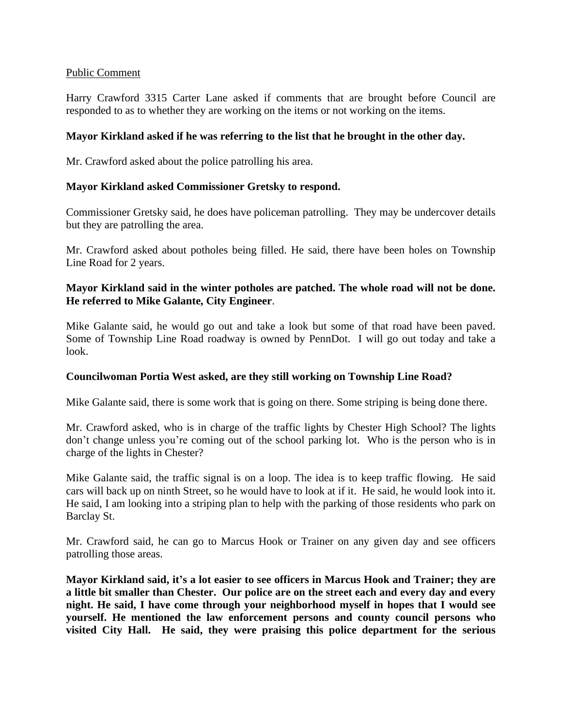Public Comment

Harry Crawford 3315 Carter Lane asked if comments that are brought before Council are responded to as to whether they are working on the items or not working on the items.

**Mayor Kirkland asked if he was referring to the list that he brought in the other day.**

Mr. Crawford asked about the police patrolling his area.

**Mayor Kirkland asked Commissioner Gretsky to respond.**

Commissioner Gretsky said, he does have policeman patrolling. They may be undercover details but they are patrolling the area.

Mr. Crawford asked about potholes being filled. He said, there have been holes on Township Line Road for 2 years.

**Mayor Kirkland said in the winter potholes are patched. The whole road will not be done. He referred to Mike Galante, City Engineer**.

Mike Galante said, he would go out and take a look but some of that road have been paved. Some of Township Line Road roadway is owned by PennDot. I will go out today and take a look.

**Councilwoman Portia West asked, are they still working on Township Line Road?**

Mike Galante said, there is some work that is going on there. Some striping is being done there.

Mr. Crawford asked, who is in charge of the traffic lights by Chester High School? The lights don't change unless you're coming out of the school parking lot. Who is the person who is in charge of the lights in Chester?

Mike Galante said, the traffic signal is on a loop. The idea is to keep traffic flowing. He said cars will back up on ninth Street, so he would have to look at if it. He said, he would look into it. He said, I am looking into a striping plan to help with the parking of those residents who park on Barclay St.

Mr. Crawford said, he can go to Marcus Hook or Trainer on any given day and see officers patrolling those areas.

**Mayor Kirkland said, it's a lot easier to see officers in Marcus Hook and Trainer; they are a little bit smaller than Chester. Our police are on the street each and every day and every night. He said, I have come through your neighborhood myself in hopes that I would see yourself. He mentioned the law enforcement persons and county council persons who visited City Hall. He said, they were praising this police department for the serious**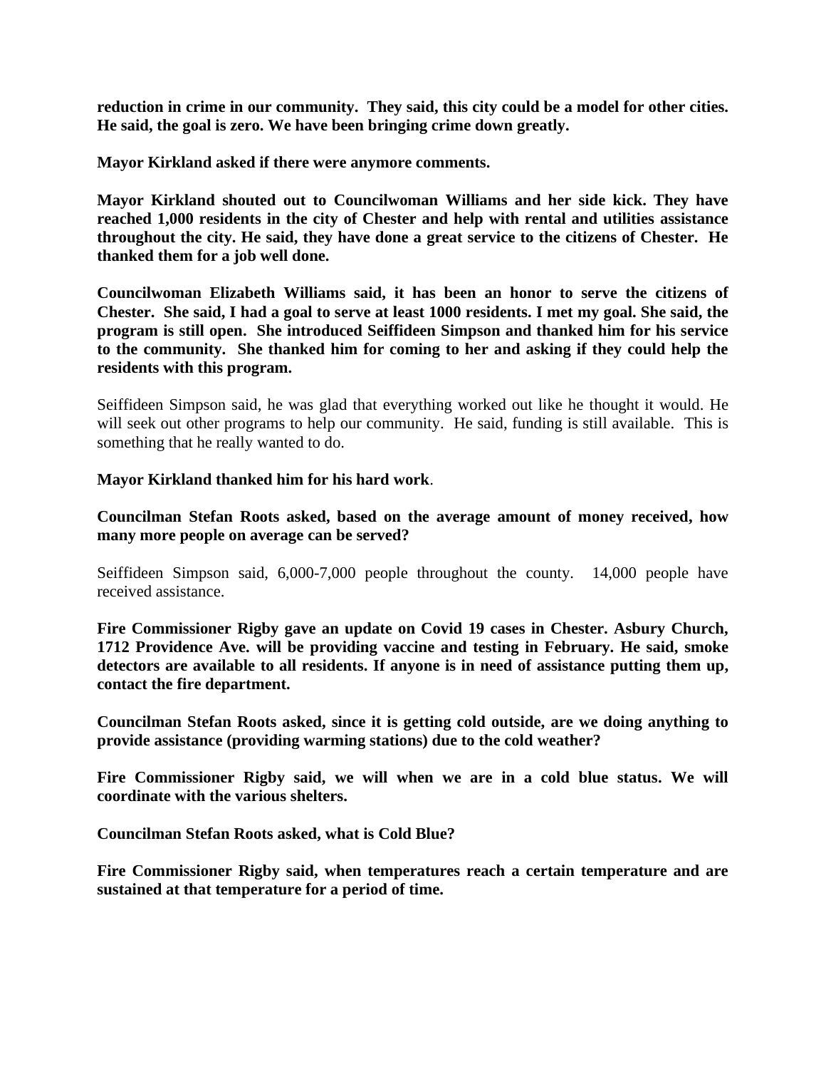**reduction in crime in our community. They said, this city could be a model for other cities. He said, the goal is zero. We have been bringing crime down greatly.**

**Mayor Kirkland asked if there were anymore comments.**

**Mayor Kirkland shouted out to Councilwoman Williams and her side kick. They have reached 1,000 residents in the city of Chester and help with rental and utilities assistance throughout the city. He said, they have done a great service to the citizens of Chester. He thanked them for a job well done.**

**Councilwoman Elizabeth Williams said, it has been an honor to serve the citizens of Chester. She said, I had a goal to serve at least 1000 residents. I met my goal. She said, the program is still open. She introduced Seiffideen Simpson and thanked him for his service to the community. She thanked him for coming to her and asking if they could help the residents with this program.**

Seiffideen Simpson said, he was glad that everything worked out like he thought it would. He will seek out other programs to help our community. He said, funding is still available. This is something that he really wanted to do.

**Mayor Kirkland thanked him for his hard work**.

**Councilman Stefan Roots asked, based on the average amount of money received, how many more people on average can be served?**

Seiffideen Simpson said, 6,000-7,000 people throughout the county. 14,000 people have received assistance.

**Fire Commissioner Rigby gave an update on Covid 19 cases in Chester. Asbury Church, 1712 Providence Ave. will be providing vaccine and testing in February. He said, smoke detectors are available to all residents. If anyone is in need of assistance putting them up, contact the fire department.**

**Councilman Stefan Roots asked, since it is getting cold outside, are we doing anything to provide assistance (providing warming stations) due to the cold weather?**

**Fire Commissioner Rigby said, we will when we are in a cold blue status. We will coordinate with the various shelters.**

**Councilman Stefan Roots asked, what is Cold Blue?**

**Fire Commissioner Rigby said, when temperatures reach a certain temperature and are sustained at that temperature for a period of time.**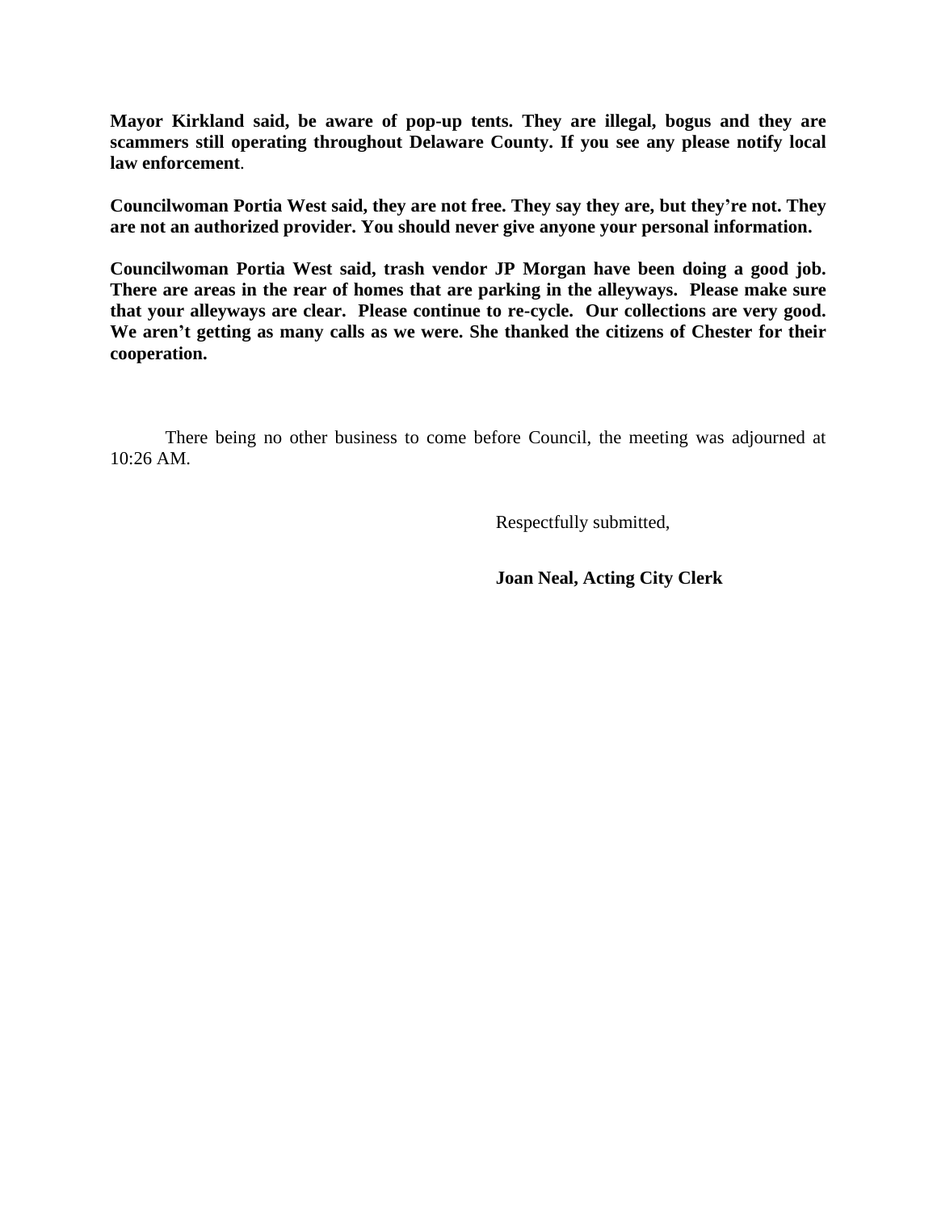**Mayor Kirkland said, be aware of pop-up tents. They are illegal, bogus and they are scammers still operating throughout Delaware County. If you see any please notify local law enforcement**.

**Councilwoman Portia West said, they are not free. They say they are, but they're not. They are not an authorized provider. You should never give anyone your personal information.**

**Councilwoman Portia West said, trash vendor JP Morgan have been doing a good job. There are areas in the rear of homes that are parking in the alleyways. Please make sure that your alleyways are clear. Please continue to re-cycle. Our collections are very good. We aren't getting as many calls as we were. She thanked the citizens of Chester for their cooperation.**

There being no other business to come before Council, the meeting was adjourned at 10:26 AM.

Respectfully submitted,

**Joan Neal, Acting City Clerk**